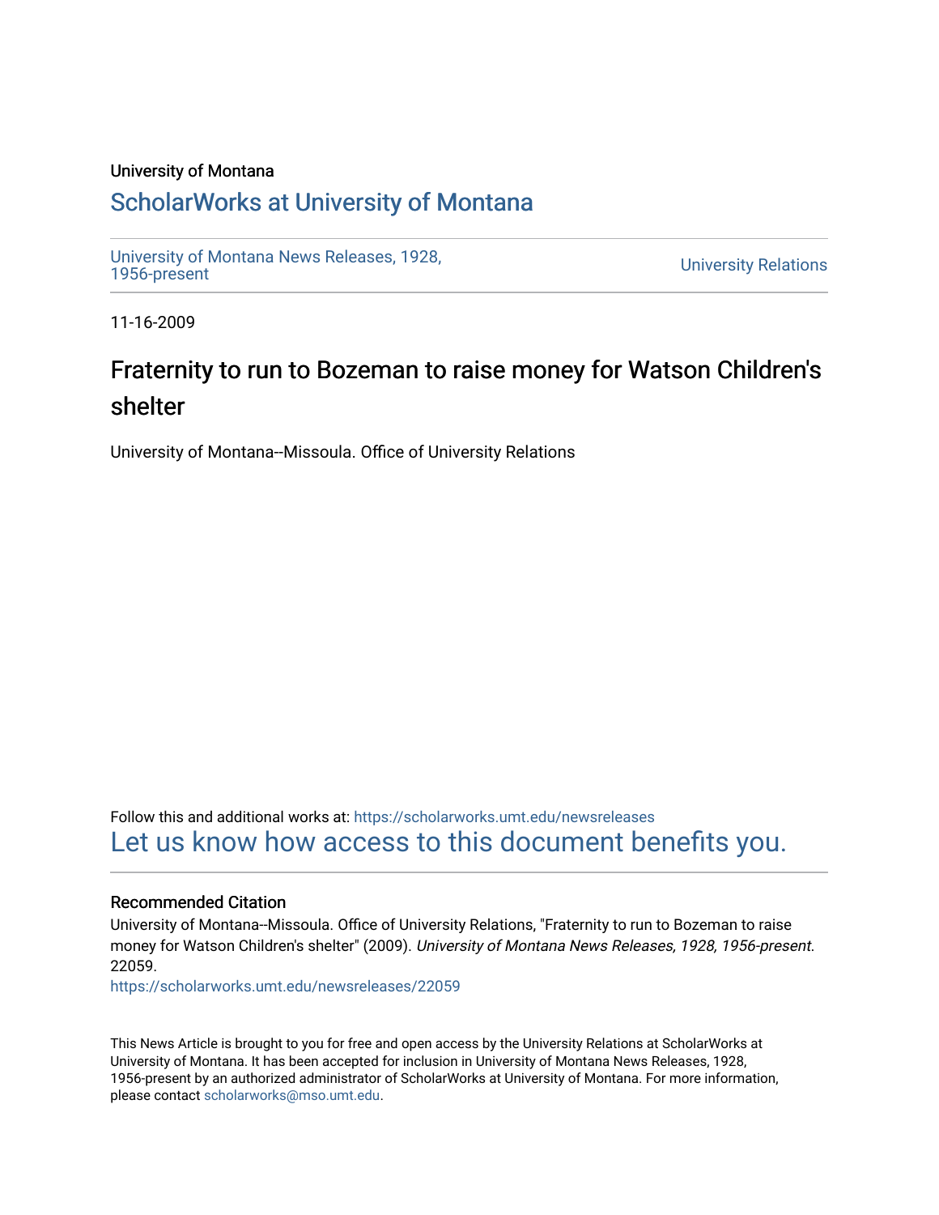University of Montana

## ScholarWorks at University of Montana

University of Montana News Releases, 1928, 1956-present

University Relations

11-16-2009

# Fraternity to run to Bozeman to raise money for Watson Children's shelter

University of Montana--Missoula. Office of University Relations

Follow this and additional works at: https://scholarworks.umt.edu/newsreleases

Let us know how access to this document benefits you.

### Recommended Citation

University of Montana--Missoula. Office of University Relations, "Fraternity to run to Bozeman to raise money for Watson Children's shelter" (2009). *University of Montana News Releases, 1928, 1956-present*. 22059.

https://scholarworks.umt.edu/newsreleases/22059

This News Article is brought to you for free and open access by the University Relations at ScholarWorks at University of Montana. It has been accepted for inclusion in University of Montana News Releases, 1928, 1956-present by an authorized administrator of ScholarWorks at University of Montana. For more information, please contact scholarworks@mso.umt.edu.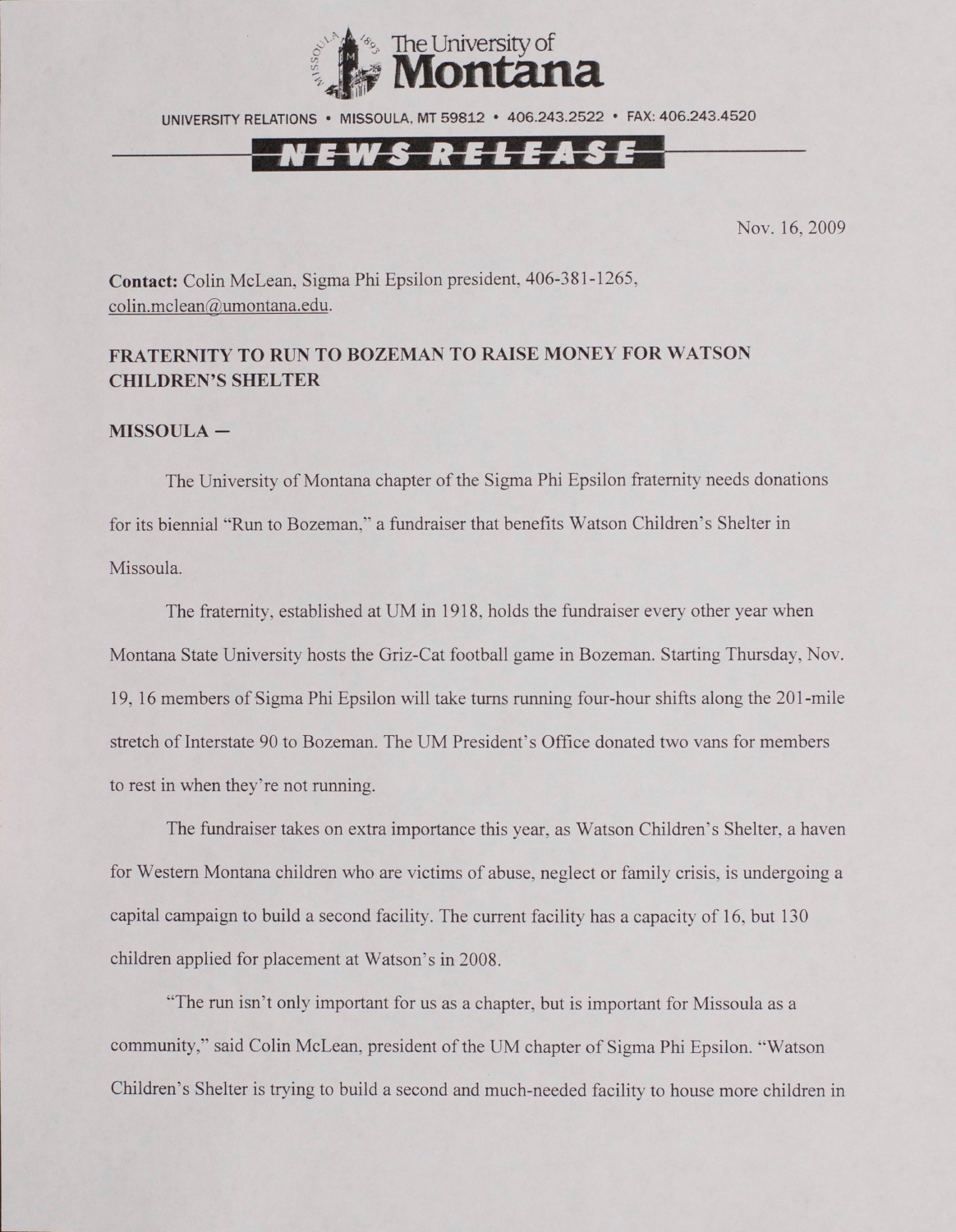The University of Montana

UNIVERSITY RELATIONS • MISSOULA, MT 59812 • 406.243.2522 • FAX: 406.243.4520

NEWS RELEASE

Nov. 16, 2009

**Contact:** Colin McLean, Sigma Phi Epsilon president, 406-381-1265, colin.mclean@umontana.edu.

**FRATERNITY TO RUN TO BOZEMAN TO RAISE MONEY FOR WATSON CHILDREN'S SHELTER**

**MISSOULA —**

The University of Montana chapter of the Sigma Phi Epsilon fraternity needs donations for its biennial "Run to Bozeman," a fundraiser that benefits Watson Children's Shelter in Missoula.

The fraternity, established at UM in 1918, holds the fundraiser every other year when Montana State University hosts the Griz-Cat football game in Bozeman. Starting Thursday, Nov. 19, 16 members of Sigma Phi Epsilon will take turns running four-hour shifts along the 201-mile stretch of Interstate 90 to Bozeman. The UM President's Office donated two vans for members to rest in when they're not running.

The fundraiser takes on extra importance this year, as Watson Children's Shelter, a haven for Western Montana children who are victims of abuse, neglect or family crisis, is undergoing a capital campaign to build a second facility. The current facility has a capacity of 16, but 130 children applied for placement at Watson's in 2008.

"The run isn't only important for us as a chapter, but is important for Missoula as a community," said Colin McLean, president of the UM chapter of Sigma Phi Epsilon. "Watson Children's Shelter is trying to build a second and much-needed facility to house more children in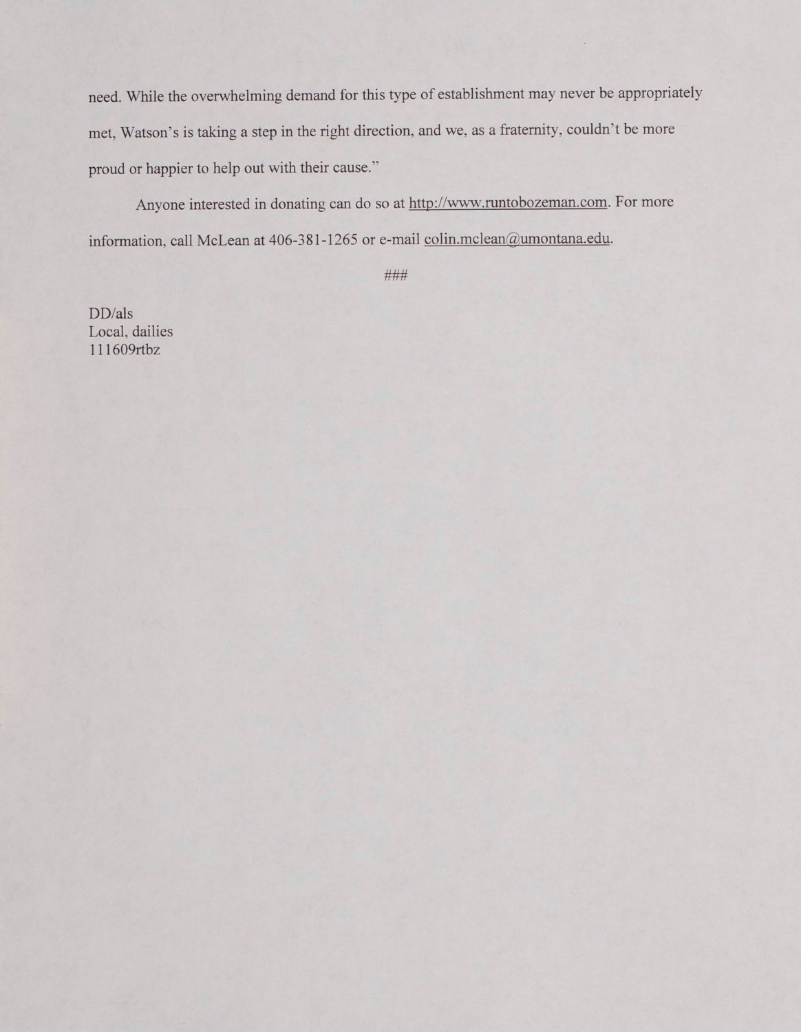need. While the overwhelming demand for this type of establishment may never be appropriately met, Watson's is taking a step in the right direction, and we, as a fraternity, couldn't be more proud or happier to help out with their cause."

Anyone interested in donating can do so at http://www.runtobozeman.com. For more information, call McLean at 406-381-1265 or e-mail colin.mclean@umontana.edu.

###

DD/als
Local, dailies
111609rtbz